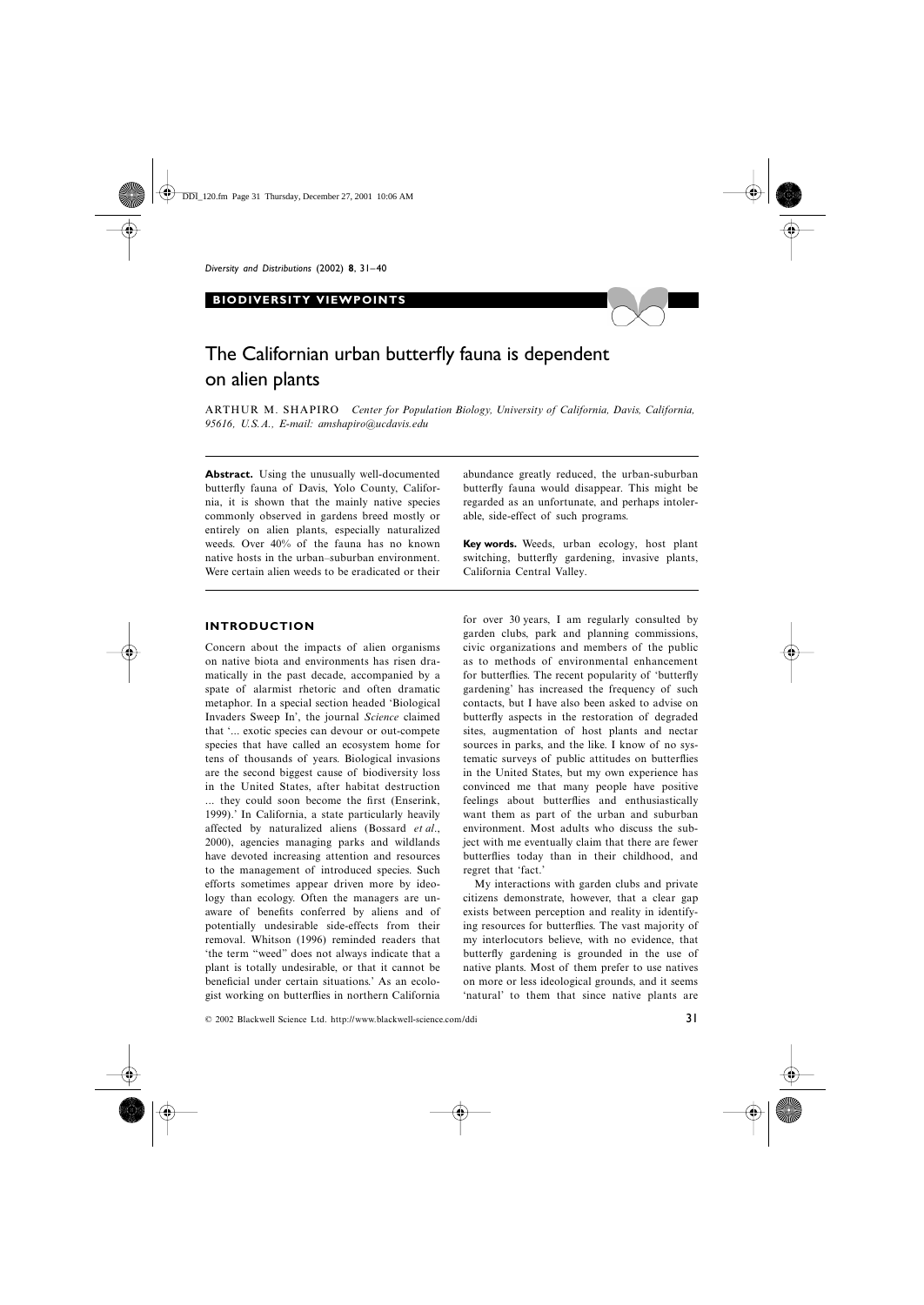**BIODIVERSITY VIEWPOINTS**

# The Californian urban butterfly fauna is dependent on alien plants

ARTHUR M. SHAPIRO *Center for Population Biology, University of California, Davis, California, 95616, U.S.A., E-mail: amshapiro@ucdavis.edu*

**Abstract.** Using the unusually well-documented butterfly fauna of Davis, Yolo County, California, it is shown that the mainly native species commonly observed in gardens breed mostly or entirely on alien plants, especially naturalized weeds. Over 40% of the fauna has no known native hosts in the urban–suburban environment. Were certain alien weeds to be eradicated or their abundance greatly reduced, the urban-suburban butterfly fauna would disappear. This might be regarded as an unfortunate, and perhaps intolerable, side-effect of such programs.

**Key words.** Weeds, urban ecology, host plant switching, butterfly gardening, invasive plants, California Central Valley.

## INTRODUCTION

Concern about the impacts of alien organisms on native biota and environments has risen dramatically in the past decade, accompanied by a spate of alarmist rhetoric and often dramatic metaphor. In a special section headed 'Biological Invaders Sweep In', the journal *Science* claimed that '... exotic species can devour or out-compete species that have called an ecosystem home for tens of thousands of years. Biological invasions are the second biggest cause of biodiversity loss in the United States, after habitat destruction ... they could soon become the first (Enserink, 1999).' In California, a state particularly heavily affected by naturalized aliens (Bossard *et al*., 2000), agencies managing parks and wildlands have devoted increasing attention and resources to the management of introduced species. Such efforts sometimes appear driven more by ideology than ecology. Often the managers are unaware of benefits conferred by aliens and of potentially undesirable side-effects from their removal. Whitson (1996) reminded readers that 'the term "weed" does not always indicate that a plant is totally undesirable, or that it cannot be beneficial under certain situations.' As an ecologist working on butterflies in northern California for over 30 years, I am regularly consulted by garden clubs, park and planning commissions, civic organizations and members of the public as to methods of environmental enhancement for butterflies. The recent popularity of 'butterfly gardening' has increased the frequency of such contacts, but I have also been asked to advise on butterfly aspects in the restoration of degraded sites, augmentation of host plants and nectar sources in parks, and the like. I know of no systematic surveys of public attitudes on butterflies in the United States, but my own experience has convinced me that many people have positive feelings about butterflies and enthusiastically want them as part of the urban and suburban environment. Most adults who discuss the subject with me eventually claim that there are fewer butterflies today than in their childhood, and regret that 'fact.'

My interactions with garden clubs and private citizens demonstrate, however, that a clear gap exists between perception and reality in identifying resources for butterflies. The vast majority of my interlocutors believe, with no evidence, that butterfly gardening is grounded in the use of native plants. Most of them prefer to use natives on more or less ideological grounds, and it seems 'natural' to them that since native plants are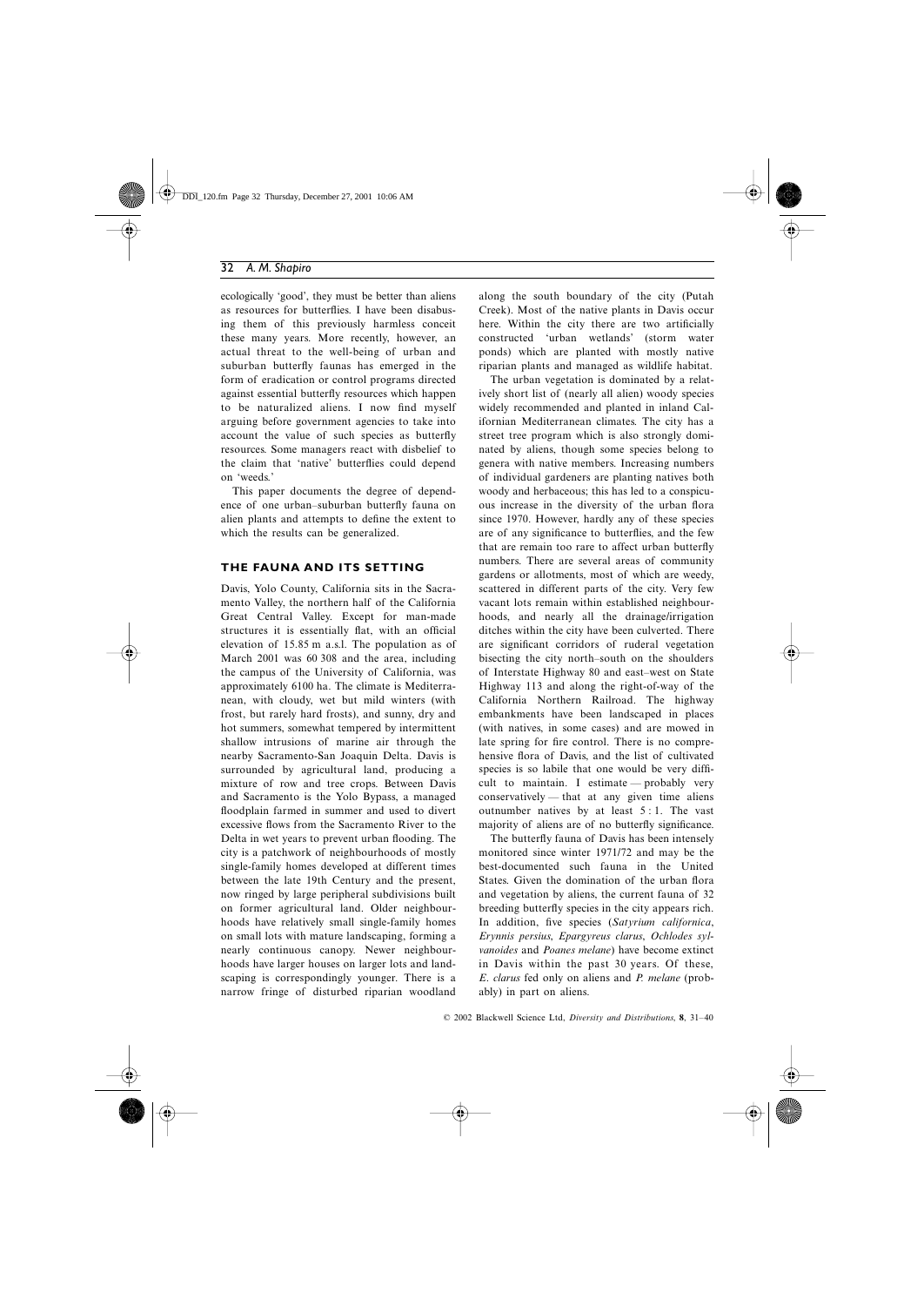ecologically 'good', they must be better than aliens as resources for butterflies. I have been disabusing them of this previously harmless conceit these many years. More recently, however, an actual threat to the well-being of urban and suburban butterfly faunas has emerged in the form of eradication or control programs directed against essential butterfly resources which happen to be naturalized aliens. I now find myself arguing before government agencies to take into account the value of such species as butterfly resources. Some managers react with disbelief to the claim that 'native' butterflies could depend on 'weeds.'

This paper documents the degree of dependence of one urban–suburban butterfly fauna on alien plants and attempts to define the extent to which the results can be generalized.

## THE FAUNA AND ITS SETTING

Davis, Yolo County, California sits in the Sacramento Valley, the northern half of the California Great Central Valley. Except for man-made structures it is essentially flat, with an official elevation of 15.85 m a.s.l. The population as of March 2001 was 60 308 and the area, including the campus of the University of California, was approximately 6100 ha. The climate is Mediterranean, with cloudy, wet but mild winters (with frost, but rarely hard frosts), and sunny, dry and hot summers, somewhat tempered by intermittent shallow intrusions of marine air through the nearby Sacramento-San Joaquin Delta. Davis is surrounded by agricultural land, producing a mixture of row and tree crops. Between Davis and Sacramento is the Yolo Bypass, a managed floodplain farmed in summer and used to divert excessive flows from the Sacramento River to the Delta in wet years to prevent urban flooding. The city is a patchwork of neighbourhoods of mostly single-family homes developed at different times between the late 19th Century and the present, now ringed by large peripheral subdivisions built on former agricultural land. Older neighbourhoods have relatively small single-family homes on small lots with mature landscaping, forming a nearly continuous canopy. Newer neighbourhoods have larger houses on larger lots and landscaping is correspondingly younger. There is a narrow fringe of disturbed riparian woodland along the south boundary of the city (Putah Creek). Most of the native plants in Davis occur here. Within the city there are two artificially constructed 'urban wetlands' (storm water ponds) which are planted with mostly native riparian plants and managed as wildlife habitat.

The urban vegetation is dominated by a relatively short list of (nearly all alien) woody species widely recommended and planted in inland Californian Mediterranean climates. The city has a street tree program which is also strongly dominated by aliens, though some species belong to genera with native members. Increasing numbers of individual gardeners are planting natives both woody and herbaceous; this has led to a conspicuous increase in the diversity of the urban flora since 1970. However, hardly any of these species are of any significance to butterflies, and the few that are remain too rare to affect urban butterfly numbers. There are several areas of community gardens or allotments, most of which are weedy, scattered in different parts of the city. Very few vacant lots remain within established neighbourhoods, and nearly all the drainage/irrigation ditches within the city have been culverted. There are significant corridors of ruderal vegetation bisecting the city north–south on the shoulders of Interstate Highway 80 and east–west on State Highway 113 and along the right-of-way of the California Northern Railroad. The highway embankments have been landscaped in places (with natives, in some cases) and are mowed in late spring for fire control. There is no comprehensive flora of Davis, and the list of cultivated species is so labile that one would be very difficult to maintain. I estimate — probably very conservatively — that at any given time aliens outnumber natives by at least 5 : 1. The vast majority of aliens are of no butterfly significance.

The butterfly fauna of Davis has been intensely monitored since winter 1971/72 and may be the best-documented such fauna in the United States. Given the domination of the urban flora and vegetation by aliens, the current fauna of 32 breeding butterfly species in the city appears rich. In addition, five species (*Satyrium californica*, *Erynnis persius*, *Epargyreus clarus*, *Ochlodes sylvanoides* and *Poanes melane*) have become extinct in Davis within the past 30 years. Of these, *E. clarus* fed only on aliens and *P. melane* (probably) in part on aliens.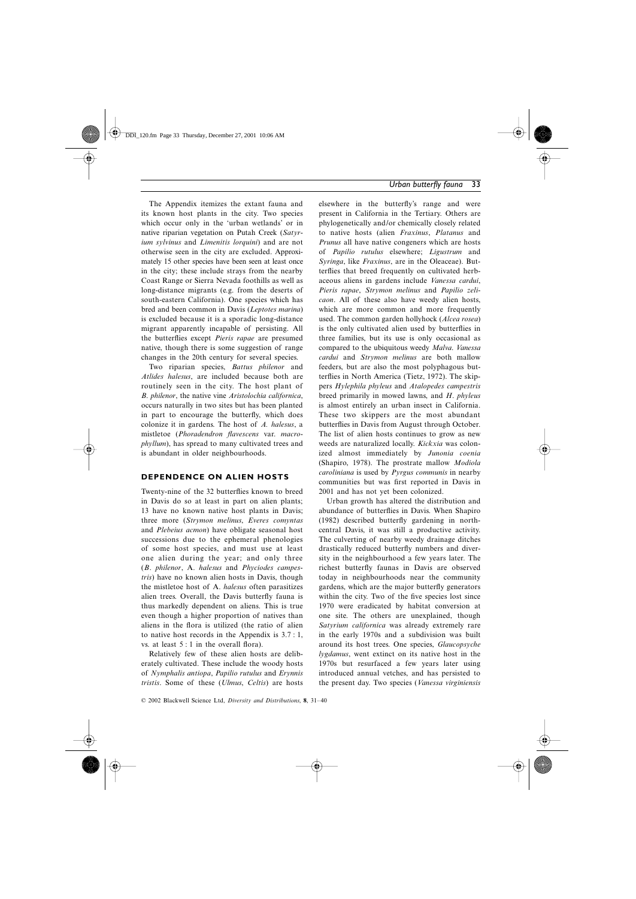The Appendix itemizes the extant fauna and its known host plants in the city. Two species which occur only in the 'urban wetlands' or in native riparian vegetation on Putah Creek (*Satyrium sylvinus* and *Limenitis lorquini*) and are not otherwise seen in the city are excluded. Approximately 15 other species have been seen at least once in the city; these include strays from the nearby Coast Range or Sierra Nevada foothills as well as long-distance migrants (e.g. from the deserts of south-eastern California). One species which has bred and been common in Davis (*Leptotes marina*) is excluded because it is a sporadic long-distance migrant apparently incapable of persisting. All the butterflies except *Pieris rapae* are presumed native, though there is some suggestion of range changes in the 20th century for several species.

Two riparian species, *Battus philenor* and *Atlides halesus*, are included because both are routinely seen in the city. The host plant of *B. philenor*, the native vine *Aristolochia californica*, occurs naturally in two sites but has been planted in part to encourage the butterfly, which does colonize it in gardens. The host of *A. halesus*, a mistletoe (*Phoradendron flavescens* var. *macrophyllum*), has spread to many cultivated trees and is abundant in older neighbourhoods.

## DEPENDENCE ON ALIEN HOSTS

Twenty-nine of the 32 butterflies known to breed in Davis do so at least in part on alien plants; 13 have no known native host plants in Davis; three more (*Strymon melinus*, *Everes comyntas* and *Plebeius acmon*) have obligate seasonal host successions due to the ephemeral phenologies of some host species, and must use at least one alien during the year; and only three (*B. philenor*, A. *halesus* and *Phyciodes campestris*) have no known alien hosts in Davis, though the mistletoe host of A. *halesus* often parasitizes alien trees. Overall, the Davis butterfly fauna is thus markedly dependent on aliens. This is true even though a higher proportion of natives than aliens in the flora is utilized (the ratio of alien to native host records in the Appendix is 3.7 : 1, vs. at least 5 : 1 in the overall flora).

Relatively few of these alien hosts are deliberately cultivated. These include the woody hosts of *Nymphalis antiopa*, *Papilio rutulus* and *Erynnis tristis*. Some of these (*Ulmus*, *Celtis*) are hosts elsewhere in the butterfly's range and were present in California in the Tertiary. Others are phylogenetically and/or chemically closely related to native hosts (alien *Fraxinus*, *Platanus* and *Prunus* all have native congeners which are hosts of *Papilio rutulus* elsewhere; *Ligustrum* and *Syringa*, like *Fraxinus*, are in the Oleaceae). Butterflies that breed frequently on cultivated herbaceous aliens in gardens include *Vanessa cardui*, *Pieris rapae*, *Strymon melinus* and *Papilio zelicaon*. All of these also have weedy alien hosts, which are more common and more frequently used. The common garden hollyhock (*Alcea rosea*) is the only cultivated alien used by butterflies in three families, but its use is only occasional as compared to the ubiquitous weedy *Malva*. *Vanessa cardui* and *Strymon melinus* are both mallow feeders, but are also the most polyphagous butterflies in North America (Tietz, 1972). The skippers *Hylephila phyleus* and *Atalopedes campestris* breed primarily in mowed lawns, and *H. phyleus* is almost entirely an urban insect in California. These two skippers are the most abundant butterflies in Davis from August through October. The list of alien hosts continues to grow as new weeds are naturalized locally. *Kickxia* was colonized almost immediately by *Junonia coenia* (Shapiro, 1978). The prostrate mallow *Modiola caroliniana* is used by *Pyrgus communis* in nearby communities but was first reported in Davis in 2001 and has not yet been colonized.

Urban growth has altered the distribution and abundance of butterflies in Davis. When Shapiro (1982) described butterfly gardening in north-central Davis, it was still a productive activity. The culverting of nearby weedy drainage ditches drastically reduced butterfly numbers and diversity in the neighbourhood a few years later. The richest butterfly faunas in Davis are observed today in neighbourhoods near the community gardens, which are the major butterfly generators within the city. Two of the five species lost since 1970 were eradicated by habitat conversion at one site. The others are unexplained, though *Satyrium californica* was already extremely rare in the early 1970s and a subdivision was built around its host trees. One species, *Glaucopsyche lygdamus*, went extinct on its native host in the 1970s but resurfaced a few years later using introduced annual vetches, and has persisted to the present day. Two species (*Vanessa virginiensis*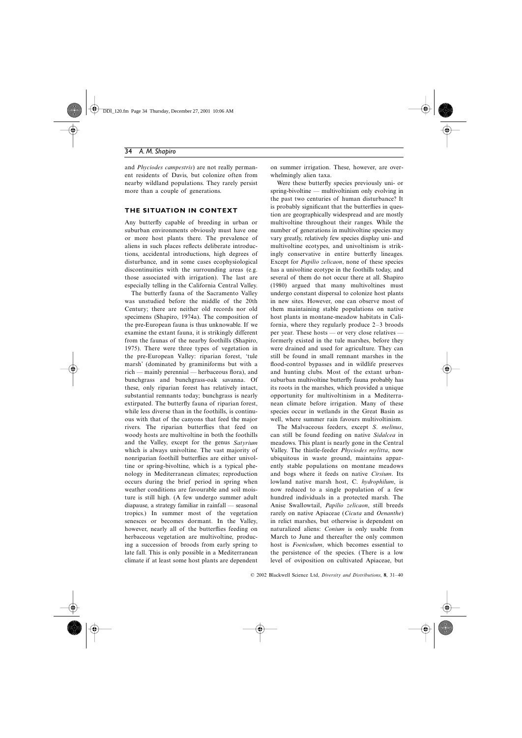and *Phyciodes campestris*) are not really permanent residents of Davis, but colonize often from nearby wildland populations. They rarely persist more than a couple of generations.

## THE SITUATION IN CONTEXT

Any butterfly capable of breeding in urban or suburban environments obviously must have one or more host plants there. The prevalence of aliens in such places reflects deliberate introductions, accidental introductions, high degrees of disturbance, and in some cases ecophysiological discontinuities with the surrounding areas (e.g. those associated with irrigation). The last are especially telling in the California Central Valley.

The butterfly fauna of the Sacramento Valley was unstudied before the middle of the 20th Century; there are neither old records nor old specimens (Shapiro, 1974a). The composition of the pre-European fauna is thus unknowable. If we examine the extant fauna, it is strikingly different from the faunas of the nearby foothills (Shapiro, 1975). There were three types of vegetation in the pre-European Valley: riparian forest, 'tule marsh' (dominated by graminiforms but with a rich — mainly perennial — herbaceous flora), and bunchgrass and bunchgrass-oak savanna. Of these, only riparian forest has relatively intact, substantial remnants today; bunchgrass is nearly extirpated. The butterfly fauna of riparian forest, while less diverse than in the foothills, is continuous with that of the canyons that feed the major rivers. The riparian butterflies that feed on woody hosts are multivoltine in both the foothills and the Valley, except for the genus *Satyrium* which is always univoltine. The vast majority of nonriparian foothill butterflies are either univoltine or spring-bivoltine, which is a typical phenology in Mediterranean climates; reproduction occurs during the brief period in spring when weather conditions are favourable and soil moisture is still high. (A few undergo summer adult diapause, a strategy familiar in rainfall — seasonal tropics.) In summer most of the vegetation senesces or becomes dormant. In the Valley, however, nearly all of the butterflies feeding on herbaceous vegetation are multivoltine, producing a succession of broods from early spring to late fall. This is only possible in a Mediterranean climate if at least some host plants are dependent on summer irrigation. These, however, are overwhelmingly alien taxa.

Were these butterfly species previously uni- or spring-bivoltine — multivoltinism only evolving in the past two centuries of human disturbance? It is probably significant that the butterflies in question are geographically widespread and are mostly multivoltine throughout their ranges. While the number of generations in multivoltine species may vary greatly, relatively few species display uni- and multivoltine ecotypes, and univoltinism is strikingly conservative in entire butterfly lineages. Except for *Papilio zelicaon*, none of these species has a univoltine ecotype in the foothills today, and several of them do not occur there at all. Shapiro (1980) argued that many multivoltines must undergo constant dispersal to colonize host plants in new sites. However, one can observe most of them maintaining stable populations on native host plants in montane-meadow habitats in California, where they regularly produce 2–3 broods per year. These hosts — or very close relatives — formerly existed in the tule marshes, before they were drained and used for agriculture. They can still be found in small remnant marshes in the flood-control bypasses and in wildlife preserves and hunting clubs. Most of the extant urban-suburban multivoltine butterfly fauna probably has its roots in the marshes, which provided a unique opportunity for multivoltinism in a Mediterranean climate before irrigation. Many of these species occur in wetlands in the Great Basin as well, where summer rain favours multivoltinism.

The Malvaceous feeders, except *S. melinus*, can still be found feeding on native *Sidalcea* in meadows. This plant is nearly gone in the Central Valley. The thistle-feeder *Phyciodes mylitta*, now ubiquitous in waste ground, maintains apparently stable populations on montane meadows and bogs where it feeds on native *Cirsium*. Its lowland native marsh host, C. *hydrophilum*, is now reduced to a single population of a few hundred individuals in a protected marsh. The Anise Swallowtail, *Papilio zelicaon*, still breeds rarely on native Apiaceae (*Cicuta* and *Oenanthe*) in relict marshes, but otherwise is dependent on naturalized aliens: *Conium* is only usable from March to June and thereafter the only common host is *Foeniculum*, which becomes essential to the persistence of the species. (There is a low level of oviposition on cultivated Apiaceae, but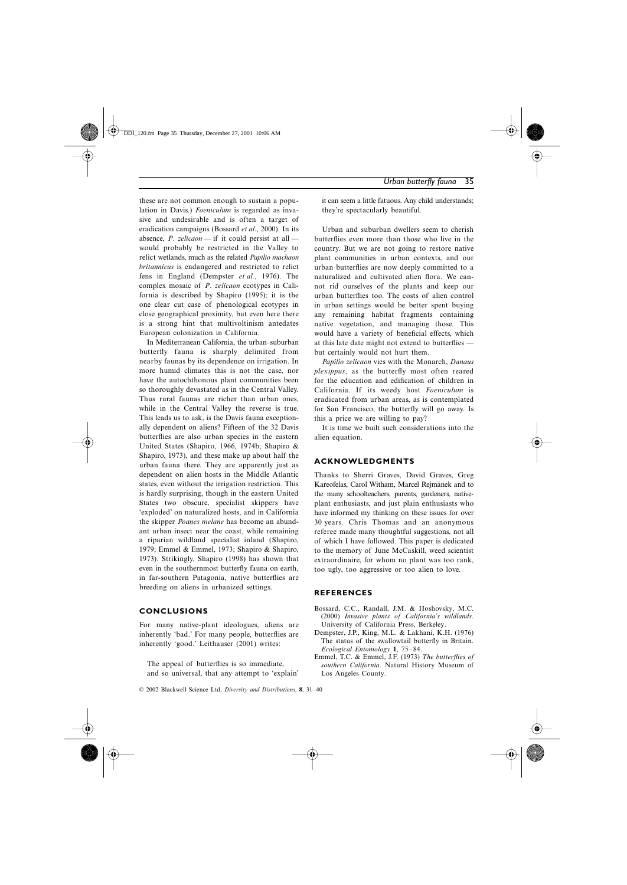these are not common enough to sustain a population in Davis.) *Foeniculum* is regarded as invasive and undesirable and is often a target of eradication campaigns (Bossard *et al*., 2000). In its absence, *P. zelicaon* — if it could persist at all — would probably be restricted in the Valley to relict wetlands, much as the related *Papilio machaon britannicus* is endangered and restricted to relict fens in England (Dempster *et al.*, 1976). The complex mosaic of *P. zelicaon* ecotypes in California is described by Shapiro (1995); it is the one clear cut case of phenological ecotypes in close geographical proximity, but even here there is a strong hint that multivoltinism antedates European colonization in California.

In Mediterranean California, the urban–suburban butterfly fauna is sharply delimited from nearby faunas by its dependence on irrigation. In more humid climates this is not the case, nor have the autochthonous plant communities been so thoroughly devastated as in the Central Valley. Thus rural faunas are richer than urban ones, while in the Central Valley the reverse is true. This leads us to ask, is the Davis fauna exceptionally dependent on aliens? Fifteen of the 32 Davis butterflies are also urban species in the eastern United States (Shapiro, 1966, 1974b; Shapiro & Shapiro, 1973), and these make up about half the urban fauna there. They are apparently just as dependent on alien hosts in the Middle Atlantic states, even without the irrigation restriction. This is hardly surprising, though in the eastern United States two obscure, specialist skippers have 'exploded' on naturalized hosts, and in California the skipper *Poanes melane* has become an abundant urban insect near the coast, while remaining a riparian wildland specialist inland (Shapiro, 1979; Emmel & Emmel, 1973; Shapiro & Shapiro, 1973). Strikingly, Shapiro (1998) has shown that even in the southernmost butterfly fauna on earth, in far-southern Patagonia, native butterflies are breeding on aliens in urbanized settings.

## CONCLUSIONS

For many native-plant ideologues, aliens are inherently 'bad.' For many people, butterflies are inherently 'good.' Leithauser (2001) writes:

> The appeal of butterflies is so immediate, and so universal, that any attempt to 'explain' it can seem a little fatuous. Any child understands; they're spectacularly beautiful.

Urban and suburban dwellers seem to cherish butterflies even more than those who live in the country. But we are not going to restore native plant communities in urban contexts, and our urban butterflies are now deeply committed to a naturalized and cultivated alien flora. We cannot rid ourselves of the plants and keep our urban butterflies too. The costs of alien control in urban settings would be better spent buying any remaining habitat fragments containing native vegetation, and managing those. This would have a variety of beneficial effects, which at this late date might not extend to butterflies — but certainly would not hurt them.

*Papilio zelicaon* vies with the Monarch, *Danaus plexippus*, as the butterfly most often reared for the education and edification of children in California. If its weedy host *Foeniculum* is eradicated from urban areas, as is contemplated for San Francisco, the butterfly will go away. Is this a price we are willing to pay?

It is time we built such considerations into the alien equation.

## ACKNOWLEDGMENTS

Thanks to Sherri Graves, David Graves, Greg Kareofelas, Carol Witham, Marcel Rejmánek and to the many schoolteachers, parents, gardeners, native-plant enthusiasts, and just plain enthusiasts who have informed my thinking on these issues for over 30 years. Chris Thomas and an anonymous referee made many thoughtful suggestions, not all of which I have followed. This paper is dedicated to the memory of June McCaskill, weed scientist extraordinaire, for whom no plant was too rank, too ugly, too aggressive or too alien to love.

## REFERENCES

Bossard, C.C., Randall, J.M. & Hoshovsky, M.C. (2000) *Invasive plants of California's wildlands*. University of California Press, Berkeley.

Dempster, J.P., King, M.L. & Lakhani, K.H. (1976) The status of the swallowtail butterfly in Britain. *Ecological Entomology* **1**, 75–84.

Emmel, T.C. & Emmel, J.F. (1973) *The butterflies of southern California*. Natural History Museum of Los Angeles County.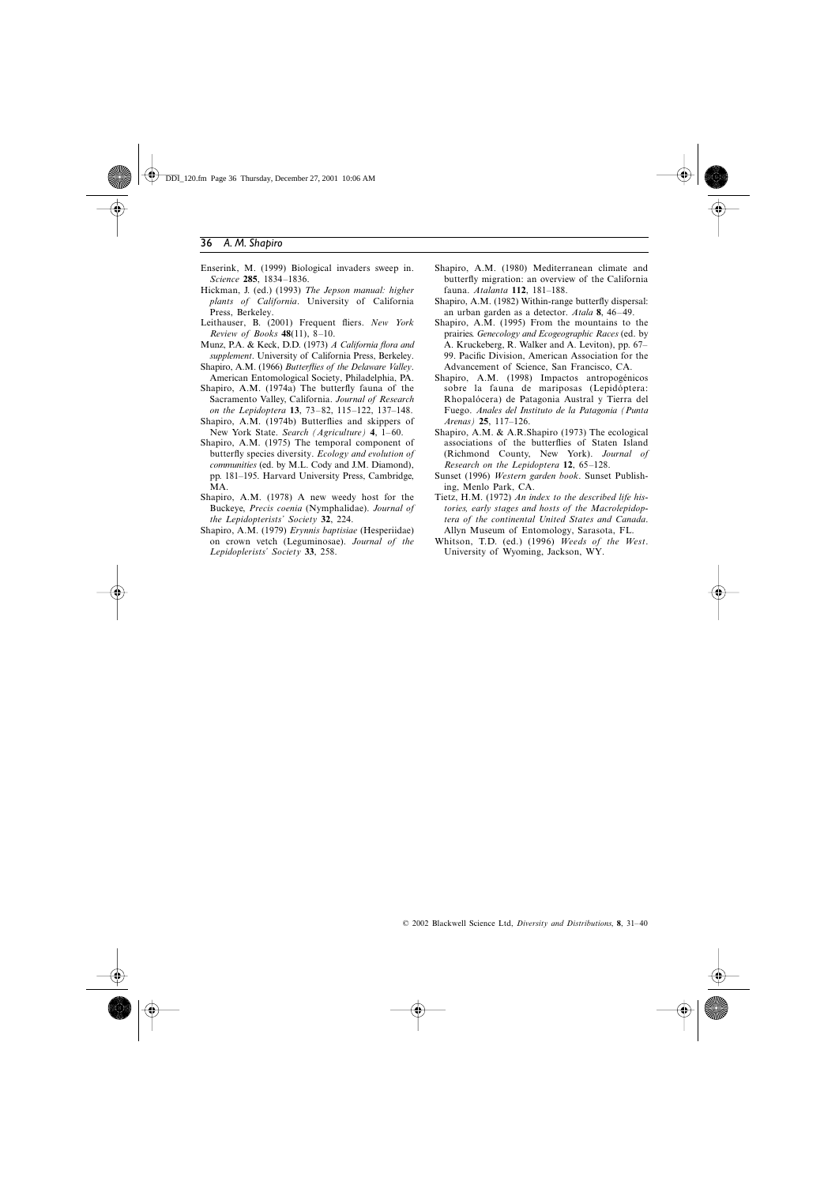Enserink, M. (1999) Biological invaders sweep in. *Science* **285**, 1834–1836.

Hickman, J. (ed.) (1993) *The Jepson manual: higher plants of California*. University of California Press, Berkeley.

Leithauser, B. (2001) Frequent fliers. *New York Review of Books* **48**(11), 8–10.

Munz, P.A. & Keck, D.D. (1973) *A California flora and supplement*. University of California Press, Berkeley.

Shapiro, A.M. (1966) *Butterflies of the Delaware Valley*. American Entomological Society, Philadelphia, PA.

Shapiro, A.M. (1974a) The butterfly fauna of the Sacramento Valley, California. *Journal of Research on the Lepidoptera* **13**, 73–82, 115–122, 137–148.

Shapiro, A.M. (1974b) Butterflies and skippers of New York State. *Search (Agriculture)* **4**, 1–60.

Shapiro, A.M. (1975) The temporal component of butterfly species diversity. *Ecology and evolution of communities* (ed. by M.L. Cody and J.M. Diamond), pp. 181–195. Harvard University Press, Cambridge, MA.

Shapiro, A.M. (1978) A new weedy host for the Buckeye, *Precis coenia* (Nymphalidae). *Journal of the Lepidopterists' Society* **32**, 224.

Shapiro, A.M. (1979) *Erynnis baptisiae* (Hesperiidae) on crown vetch (Leguminosae). *Journal of the Lepidoplerists' Society* **33**, 258.

Shapiro, A.M. (1980) Mediterranean climate and butterfly migration: an overview of the California fauna. *Atalanta* **112**, 181–188.

Shapiro, A.M. (1982) Within-range butterfly dispersal: an urban garden as a detector. *Atala* **8**, 46–49.

Shapiro, A.M. (1995) From the mountains to the prairies. *Genecology and Ecogeographic Races* (ed. by A. Kruckeberg, R. Walker and A. Leviton), pp. 67–99. Pacific Division, American Association for the Advancement of Science, San Francisco, CA.

Shapiro, A.M. (1998) Impactos antropogénicos sobre la fauna de mariposas (Lepidóptera: Rhopalócera) de Patagonia Austral y Tierra del Fuego. *Anales del Instituto de la Patagonia (Punta Arenas)* **25**, 117–126.

Shapiro, A.M. & A.R.Shapiro (1973) The ecological associations of the butterflies of Staten Island (Richmond County, New York). *Journal of Research on the Lepidoptera* **12**, 65–128.

Sunset (1996) *Western garden book*. Sunset Publishing, Menlo Park, CA.

Tietz, H.M. (1972) *An index to the described life histories, early stages and hosts of the Macrolepidoptera of the continental United States and Canada*. Allyn Museum of Entomology, Sarasota, FL.

Whitson, T.D. (ed.) (1996) *Weeds of the West*. University of Wyoming, Jackson, WY.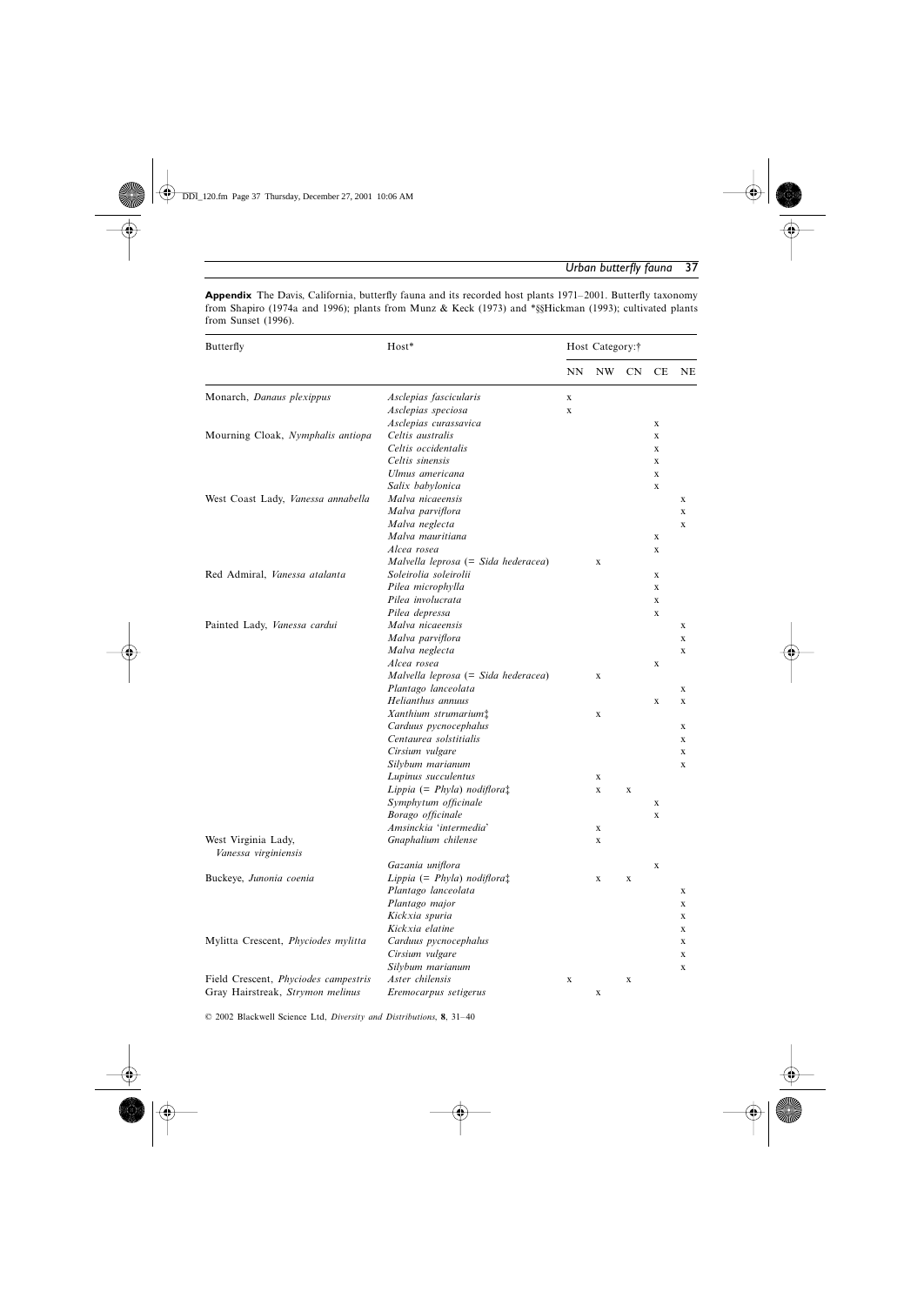**Appendix** The Davis, California, butterfly fauna and its recorded host plants 1971–2001. Butterfly taxonomy from Shapiro (1974a and 1996); plants from Munz & Keck (1973) and *§§Hickman (1993); cultivated plants from Sunset (1996).

| Butterfly | Host* | Host Category:† | | | | |
|---|---|---|---|---|---|---|
| | | NN | NW | CN | CE | NE |
| Monarch, *Danaus plexippus* | *Asclepias fascicularis* | x | | | | |
| | *Asclepias speciosa* | x | | | | |
| | *Asclepias curassavica* | | | | x | |
| Mourning Cloak, *Nymphalis antiopa* | *Celtis australis* | | | | x | |
| | *Celtis occidentalis* | | | | x | |
| | *Celtis sinensis* | | | | x | |
| | *Ulmus americana* | | | | x | |
| | *Salix babylonica* | | | | x | |
| West Coast Lady, *Vanessa annabella* | *Malva nicaeensis* | | | | | x |
| | *Malva parviflora* | | | | | x |
| | *Malva neglecta* | | | | | x |
| | *Malva mauritiana* | | | | x | |
| | *Alcea rosea* | | | | x | |
| | *Malvella leprosa* (= *Sida hederacea*) | | x | | | |
| Red Admiral, *Vanessa atalanta* | *Soleirolia soleirolii* | | | | x | |
| | *Pilea microphylla* | | | | x | |
| | *Pilea involucrata* | | | | x | |
| | *Pilea depressa* | | | | x | |
| Painted Lady, *Vanessa cardui* | *Malva nicaeensis* | | | | | x |
| | *Malva parviflora* | | | | | x |
| | *Malva neglecta* | | | | | x |
| | *Alcea rosea* | | | | x | |
| | *Malvella leprosa* (= *Sida hederacea*) | | x | | | |
| | *Plantago lanceolata* | | | | | x |
| | *Helianthus annuus* | | | | x | x |
| | *Xanthium strumarium*‡ | | x | | | |
| | *Carduus pycnocephalus* | | | | | x |
| | *Centaurea solstitialis* | | | | | x |
| | *Cirsium vulgare* | | | | | x |
| | *Silybum marianum* | | | | | x |
| | *Lupinus succulentus* | | x | | | |
| | *Lippia* (= *Phyla*) *nodiflora*‡ | | x | x | | |
| | *Symphytum officinale* | | | | x | |
| | *Borago officinale* | | | | x | |
| | *Amsinckia* 'intermedia' | | x | | | |
| West Virginia Lady, *Vanessa virginiensis* | *Gnaphalium chilense* | | x | | | |
| | *Gazania uniflora* | | | | x | |
| Buckeye, *Junonia coenia* | *Lippia* (= *Phyla*) *nodiflora*‡ | | x | x | | |
| | *Plantago lanceolata* | | | | | x |
| | *Plantago major* | | | | | x |
| | *Kickxia spuria* | | | | | x |
| | *Kickxia elatine* | | | | | x |
| Mylitta Crescent, *Phyciodes mylitta* | *Carduus pycnocephalus* | | | | | x |
| | *Cirsium vulgare* | | | | | x |
| | *Silybum marianum* | | | | | x |
| Field Crescent, *Phyciodes campestris* | *Aster chilensis* | x | | x | | |
| Gray Hairstreak, *Strymon melinus* | *Eremocarpus setigerus* | | x | | | |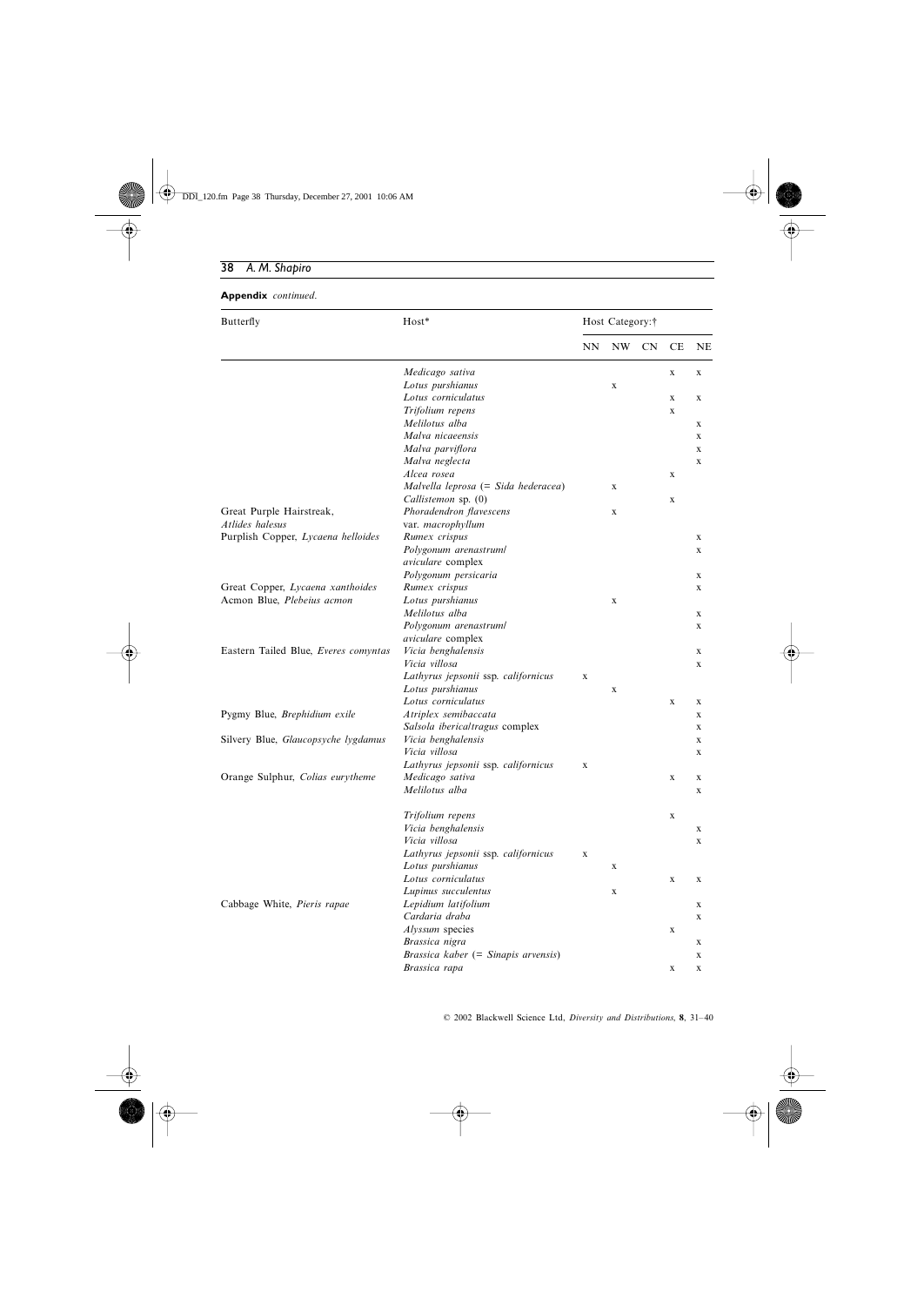**Appendix** *continued*.

| Butterfly | Host* | Host Category:† | | | | |
|---|---|---|---|---|---|---|
| | | NN | NW | CN | CE | NE |
| | *Medicago sativa* | | | | x | x |
| | *Lotus purshianus* | | x | | | |
| | *Lotus corniculatus* | | | | x | x |
| | *Trifolium repens* | | | | x | |
| | *Melilotus alba* | | | | | x |
| | *Malva nicaeensis* | | | | | x |
| | *Malva parviflora* | | | | | x |
| | *Malva neglecta* | | | | | x |
| | *Alcea rosea* | | | | x | |
| | *Malvella leprosa* (= *Sida hederacea*) | | x | | | |
| | *Callistemon* sp. (0) | | | | x | |
| Great Purple Hairstreak, *Atlides halesus* | *Phoradendron flavescens* var. *macrophyllum* | | x | | | |
| Purplish Copper, *Lycaena helloides* | *Rumex crispus* | | | | | x |
| | *Polygonum arenastrum*/*aviculare* complex | | | | | x |
| | *Polygonum persicaria* | | | | | x |
| Great Copper, *Lycaena xanthoides* | *Rumex crispus* | | | | | x |
| Acmon Blue, *Plebeius acmon* | *Lotus purshianus* | | x | | | |
| | *Melilotus alba* | | | | | x |
| | *Polygonum arenastrum*/*aviculare* complex | | | | | x |
| Eastern Tailed Blue, *Everes comyntas* | *Vicia benghalensis* | | | | | x |
| | *Vicia villosa* | | | | | x |
| | *Lathyrus jepsonii* ssp. *californicus* | x | | | | |
| | *Lotus purshianus* | | x | | | |
| | *Lotus corniculatus* | | | | x | x |
| Pygmy Blue, *Brephidium exile* | *Atriplex semibaccata* | | | | | x |
| | *Salsola iberica*/*tragus* complex | | | | | x |
| Silvery Blue, *Glaucopsyche lygdamus* | *Vicia benghalensis* | | | | | x |
| | *Vicia villosa* | | | | | x |
| | *Lathyrus jepsonii* ssp. *californicus* | x | | | | |
| Orange Sulphur, *Colias eurytheme* | *Medicago sativa* | | | | x | x |
| | *Melilotus alba* | | | | | x |
| | *Trifolium repens* | | | | x | |
| | *Vicia benghalensis* | | | | | x |
| | *Vicia villosa* | | | | | x |
| | *Lathyrus jepsonii* ssp. *californicus* | x | | | | |
| | *Lotus purshianus* | | x | | | |
| | *Lotus corniculatus* | | | | x | x |
| | *Lupinus succulentus* | | x | | | |
| Cabbage White, *Pieris rapae* | *Lepidium latifolium* | | | | | x |
| | *Cardaria draba* | | | | | x |
| | *Alyssum* species | | | | x | |
| | *Brassica nigra* | | | | | x |
| | *Brassica kaber* (= *Sinapis arvensis*) | | | | | x |
| | *Brassica rapa* | | | | x | x |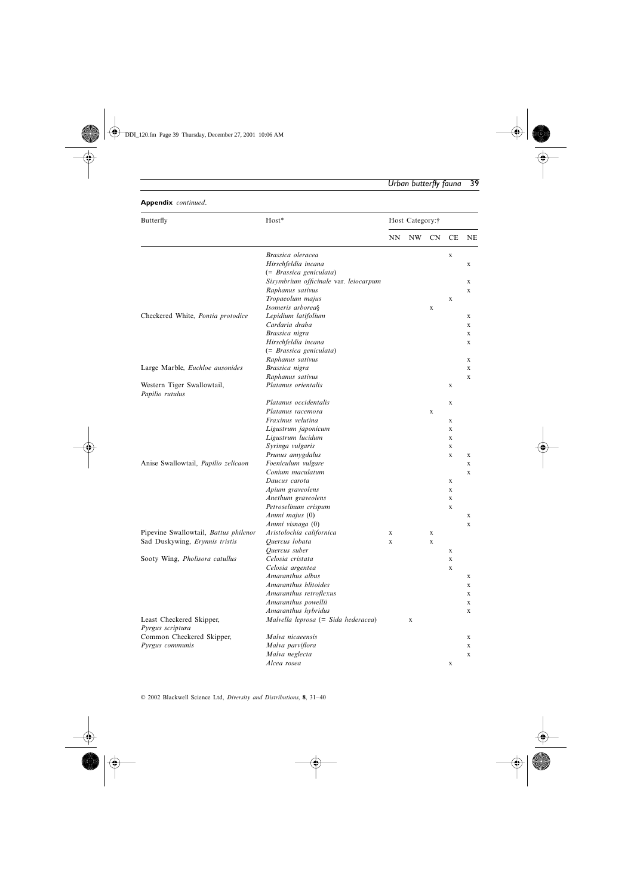**Appendix** *continued*.

| Butterfly | Host* | Host Category:† | | | | |
|---|---|---|---|---|---|---|
| | | NN | NW | CN | CE | NE |
| | *Brassica oleracea* | | | | x | |
| | *Hirschfeldia incana* (= *Brassica geniculata*) | | | | | x |
| | *Sisymbrium officinale* var. *leiocarpum* | | | | | x |
| | *Raphanus sativus* | | | | | x |
| | *Tropaeolum majus* | | | | x | |
| | *Isomeris arborea*§ | | | x | | |
| Checkered White, *Pontia protodice* | *Lepidium latifolium* | | | | | x |
| | *Cardaria draba* | | | | | x |
| | *Brassica nigra* | | | | | x |
| | *Hirschfeldia incana* (= *Brassica geniculata*) | | | | | x |
| | *Raphanus sativus* | | | | | x |
| Large Marble, *Euchloe ausonides* | *Brassica nigra* | | | | | x |
| | *Raphanus sativus* | | | | | x |
| Western Tiger Swallowtail, *Papilio rutulus* | *Platanus orientalis* | | | | x | |
| | *Platanus occidentalis* | | | | x | |
| | *Platanus racemosa* | | | x | | |
| | *Fraxinus velutina* | | | | x | |
| | *Ligustrum japonicum* | | | | x | |
| | *Ligustrum lucidum* | | | | x | |
| | *Syringa vulgaris* | | | | x | |
| | *Prunus amygdalus* | | | | x | x |
| Anise Swallowtail, *Papilio zelicaon* | *Foeniculum vulgare* | | | | | x |
| | *Conium maculatum* | | | | | x |
| | *Daucus carota* | | | | x | |
| | *Apium graveolens* | | | | x | |
| | *Anethum graveolens* | | | | x | |
| | *Petroselinum crispum* | | | | x | |
| | *Ammi majus* (0) | | | | | x |
| | *Ammi visnaga* (0) | | | | | x |
| Pipevine Swallowtail, *Battus philenor* | *Aristolochia californica* | x | | x | | |
| Sad Duskywing, *Erynnis tristis* | *Quercus lobata* | x | | x | | |
| | *Quercus suber* | | | | x | |
| Sooty Wing, *Pholisora catullus* | *Celosia cristata* | | | | x | |
| | *Celosia argentea* | | | | x | |
| | *Amaranthus albus* | | | | | x |
| | *Amaranthus blitoides* | | | | | x |
| | *Amaranthus retroflexus* | | | | | x |
| | *Amaranthus powellii* | | | | | x |
| | *Amaranthus hybridus* | | | | | x |
| Least Checkered Skipper, *Pyrgus scriptura* | *Malvella leprosa* (= *Sida hederacea*) | | x | | | |
| Common Checkered Skipper, *Pyrgus communis* | *Malva nicaeensis* | | | | | x |
| | *Malva parviflora* | | | | | x |
| | *Malva neglecta* | | | | | x |
| | *Alcea rosea* | | | | x | |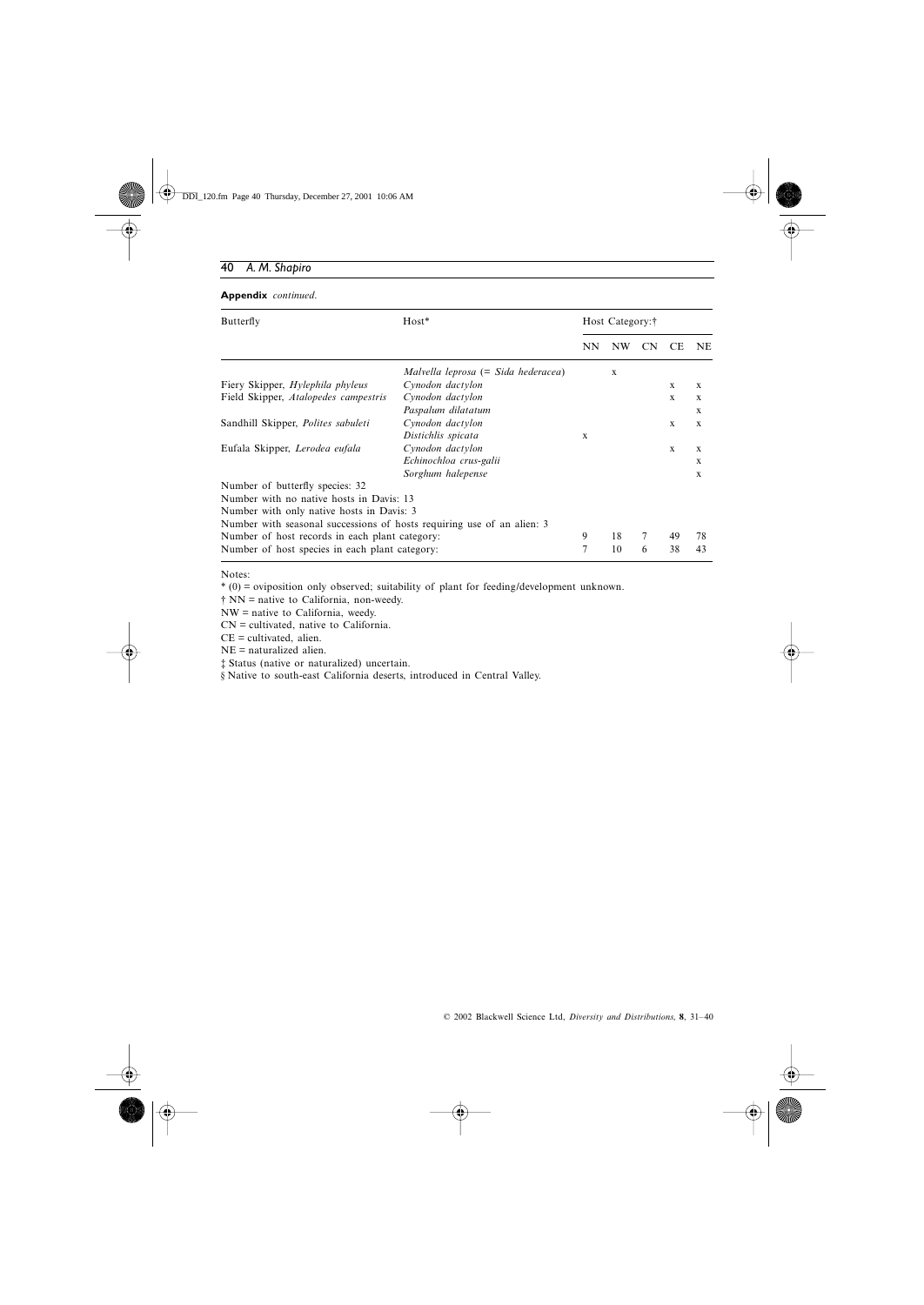**Appendix** *continued*.

| Butterfly | Host* | Host Category:† | | | | |
|---|---|---|---|---|---|---|
| | | NN | NW | CN | CE | NE |
| | *Malvella leprosa* (= *Sida hederacea*) | | x | | | |
| Fiery Skipper, *Hylephila phyleus* | *Cynodon dactylon* | | | | x | x |
| Field Skipper, *Atalopedes campestris* | *Cynodon dactylon* | | | | x | x |
| | *Paspalum dilatatum* | | | | | x |
| Sandhill Skipper, *Polites sabuleti* | *Cynodon dactylon* | | | | x | x |
| | *Distichlis spicata* | x | | | | |
| Eufala Skipper, *Lerodea eufala* | *Cynodon dactylon* | | | | x | x |
| | *Echinochloa crus-galii* | | | | | x |
| | *Sorghum halepense* | | | | | x |
| Number of butterfly species: 32 | | | | | | |
| Number with no native hosts in Davis: 13 | | | | | | |
| Number with only native hosts in Davis: 3 | | | | | | |
| Number with seasonal successions of hosts requiring use of an alien: 3 | | | | | | |
| Number of host records in each plant category: | | 9 | 18 | 7 | 49 | 78 |
| Number of host species in each plant category: | | 7 | 10 | 6 | 38 | 43 |

Notes:

\* (0) = oviposition only observed; suitability of plant for feeding/development unknown.

† NN = native to California, non-weedy.

NW = native to California, weedy.

CN = cultivated, native to California.

CE = cultivated, alien.

NE = naturalized alien.

‡ Status (native or naturalized) uncertain.

§ Native to south-east California deserts, introduced in Central Valley.